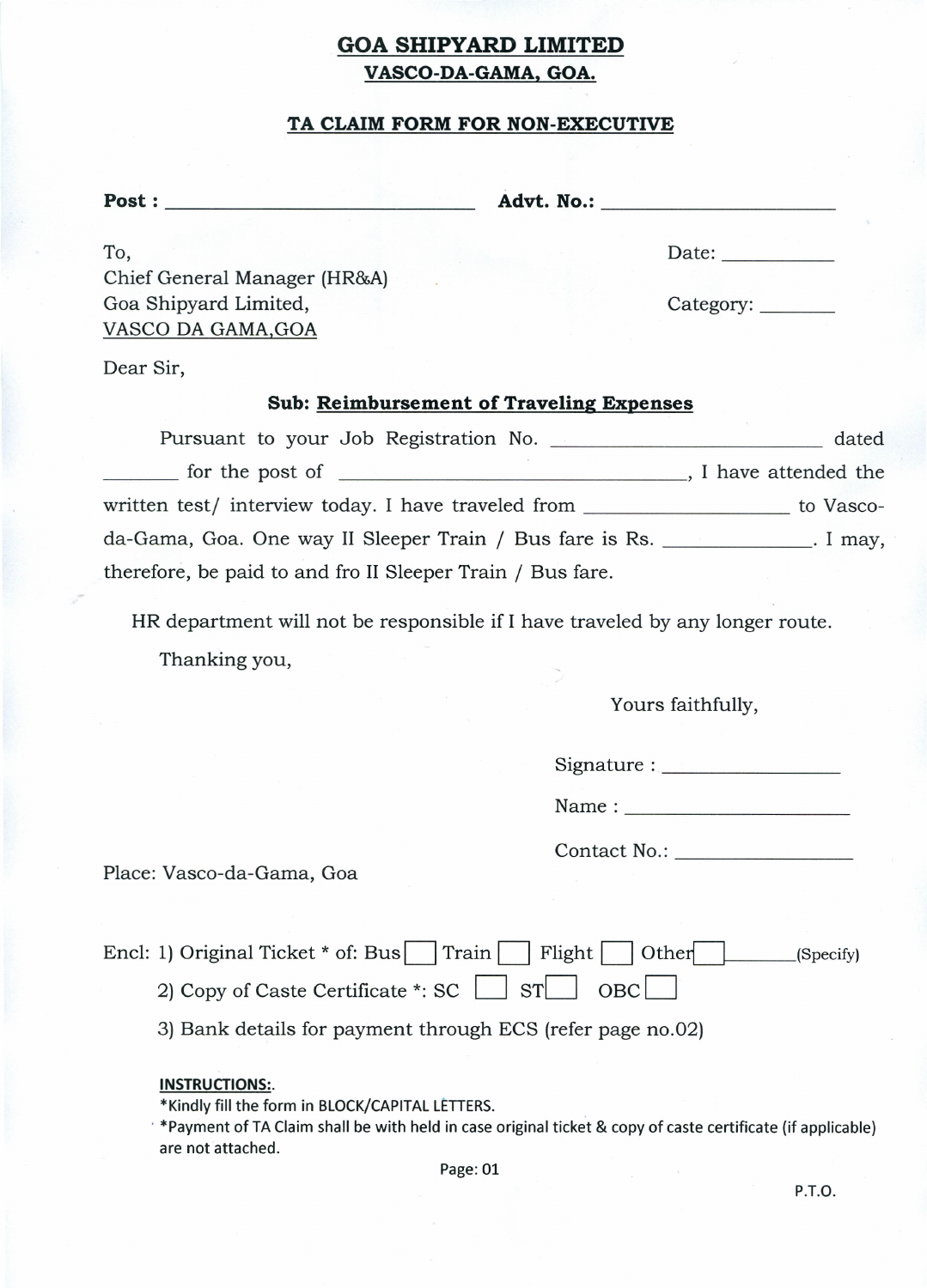# GOA SHIPYARD LIMITED

## VASCO-DA-GAMA, GOA.

### TA CLAIM FORM FOR NON-EXECUTIVE

**Post :** ______________________________ **Advt. No.:** ______________________

To,
Chief General Manager (HR&A)
Goa Shipyard Limited,
VASCO DA GAMA,GOA

Date: __________

Category: _______

Dear Sir,

**Sub: Reimbursement of Traveling Expenses**

Pursuant to your Job Registration No. ________________________ dated _______ for the post of ________________________________, I have attended the written test/ interview today. I have traveled from __________________ to Vasco-da-Gama, Goa. One way II Sleeper Train / Bus fare is Rs. _____________. I may, therefore, be paid to and fro II Sleeper Train / Bus fare.

HR department will not be responsible if I have traveled by any longer route.

Thanking you,

Yours faithfully,

Signature : ________________

Name : ______________________

Contact No.: ________________

Place: Vasco-da-Gama, Goa

Encl: 1) Original Ticket * of: Bus ☐ Train ☐ Flight ☐ Other ☐ _______(Specify)

2) Copy of Caste Certificate *: SC ☐ ST ☐ OBC ☐

3) Bank details for payment through ECS (refer page no.02)

**INSTRUCTIONS:**.

*Kindly fill the form in BLOCK/CAPITAL LETTERS.

*Payment of TA Claim shall be with held in case original ticket & copy of caste certificate (if applicable) are not attached.

P.T.O.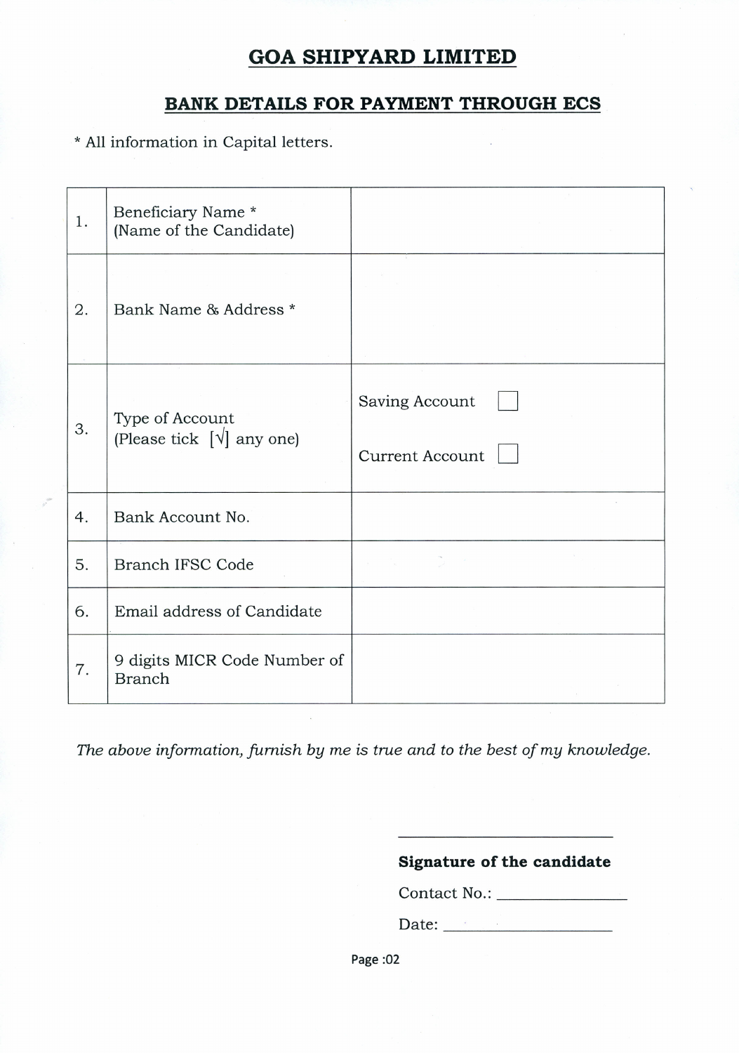# GOA SHIPYARD LIMITED

## BANK DETAILS FOR PAYMENT THROUGH ECS

* All information in Capital letters.

| | | |
|---|---|---|
| 1. | Beneficiary Name *<br>(Name of the Candidate) | |
| 2. | Bank Name & Address * | |
| 3. | Type of Account<br>(Please tick [√] any one) | Saving Account ☐<br><br>Current Account ☐ |
| 4. | Bank Account No. | |
| 5. | Branch IFSC Code | |
| 6. | Email address of Candidate | |
| 7. | 9 digits MICR Code Number of Branch | |

*The above information, furnish by me is true and to the best of my knowledge.*

______________________

**Signature of the candidate**

Contact No.: ______________

Date: ________________